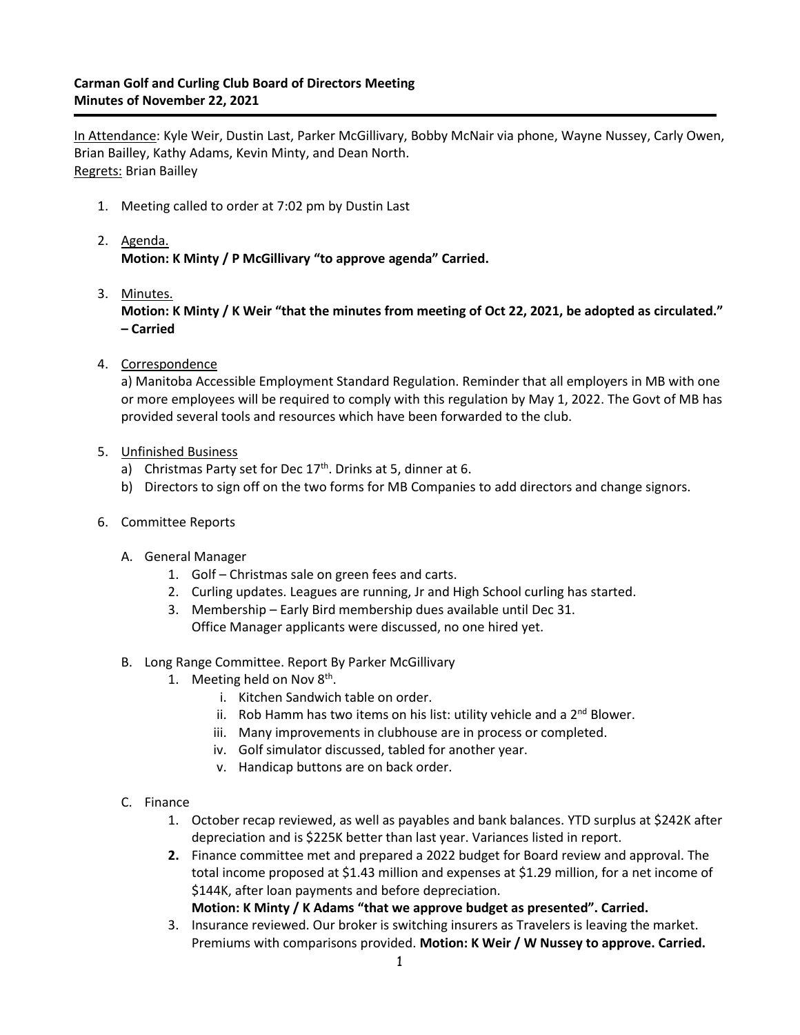**Carman Golf and Curling Club Board of Directors Meeting**
**Minutes of November 22, 2021**

<u>In Attendance</u>: Kyle Weir, Dustin Last, Parker McGillivary, Bobby McNair via phone, Wayne Nussey, Carly Owen, Brian Bailley, Kathy Adams, Kevin Minty, and Dean North.
<u>Regrets:</u> Brian Bailley

1. Meeting called to order at 7:02 pm by Dustin Last

2. <u>Agenda.</u>
   **Motion: K Minty / P McGillivary "to approve agenda" Carried.**

3. <u>Minutes.</u>
   **Motion: K Minty / K Weir "that the minutes from meeting of Oct 22, 2021, be adopted as circulated." – Carried**

4. <u>Correspondence</u>
   a) Manitoba Accessible Employment Standard Regulation. Reminder that all employers in MB with one or more employees will be required to comply with this regulation by May 1, 2022. The Govt of MB has provided several tools and resources which have been forwarded to the club.

5. <u>Unfinished Business</u>
   a) Christmas Party set for Dec 17th. Drinks at 5, dinner at 6.
   b) Directors to sign off on the two forms for MB Companies to add directors and change signors.

6. Committee Reports

   A. General Manager
      1. Golf – Christmas sale on green fees and carts.
      2. Curling updates. Leagues are running, Jr and High School curling has started.
      3. Membership – Early Bird membership dues available until Dec 31.
         Office Manager applicants were discussed, no one hired yet.

   B. Long Range Committee. Report By Parker McGillivary
      1. Meeting held on Nov 8th.
         i. Kitchen Sandwich table on order.
         ii. Rob Hamm has two items on his list: utility vehicle and a 2nd Blower.
         iii. Many improvements in clubhouse are in process or completed.
         iv. Golf simulator discussed, tabled for another year.
         v. Handicap buttons are on back order.

   C. Finance
      1. October recap reviewed, as well as payables and bank balances. YTD surplus at $242K after depreciation and is $225K better than last year. Variances listed in report.
      2. Finance committee met and prepared a 2022 budget for Board review and approval. The total income proposed at $1.43 million and expenses at $1.29 million, for a net income of $144K, after loan payments and before depreciation.
         **Motion: K Minty / K Adams "that we approve budget as presented". Carried.**
      3. Insurance reviewed. Our broker is switching insurers as Travelers is leaving the market. Premiums with comparisons provided. **Motion: K Weir / W Nussey to approve. Carried.**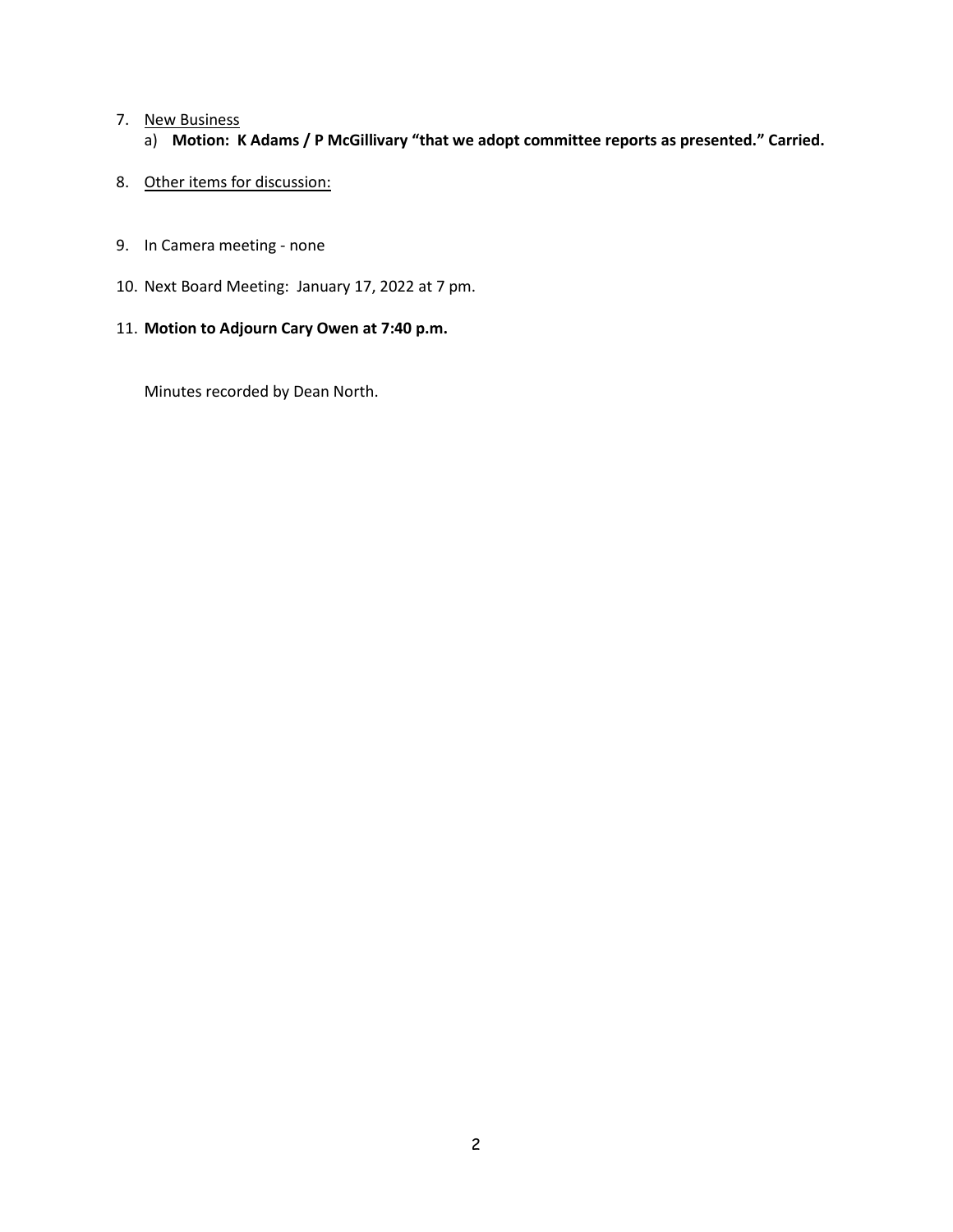7. <u>New Business</u>
   a) **Motion: K Adams / P McGillivary "that we adopt committee reports as presented." Carried.**

8. <u>Other items for discussion:</u>

9. In Camera meeting - none

10. Next Board Meeting: January 17, 2022 at 7 pm.

11. **Motion to Adjourn Cary Owen at 7:40 p.m.**

Minutes recorded by Dean North.